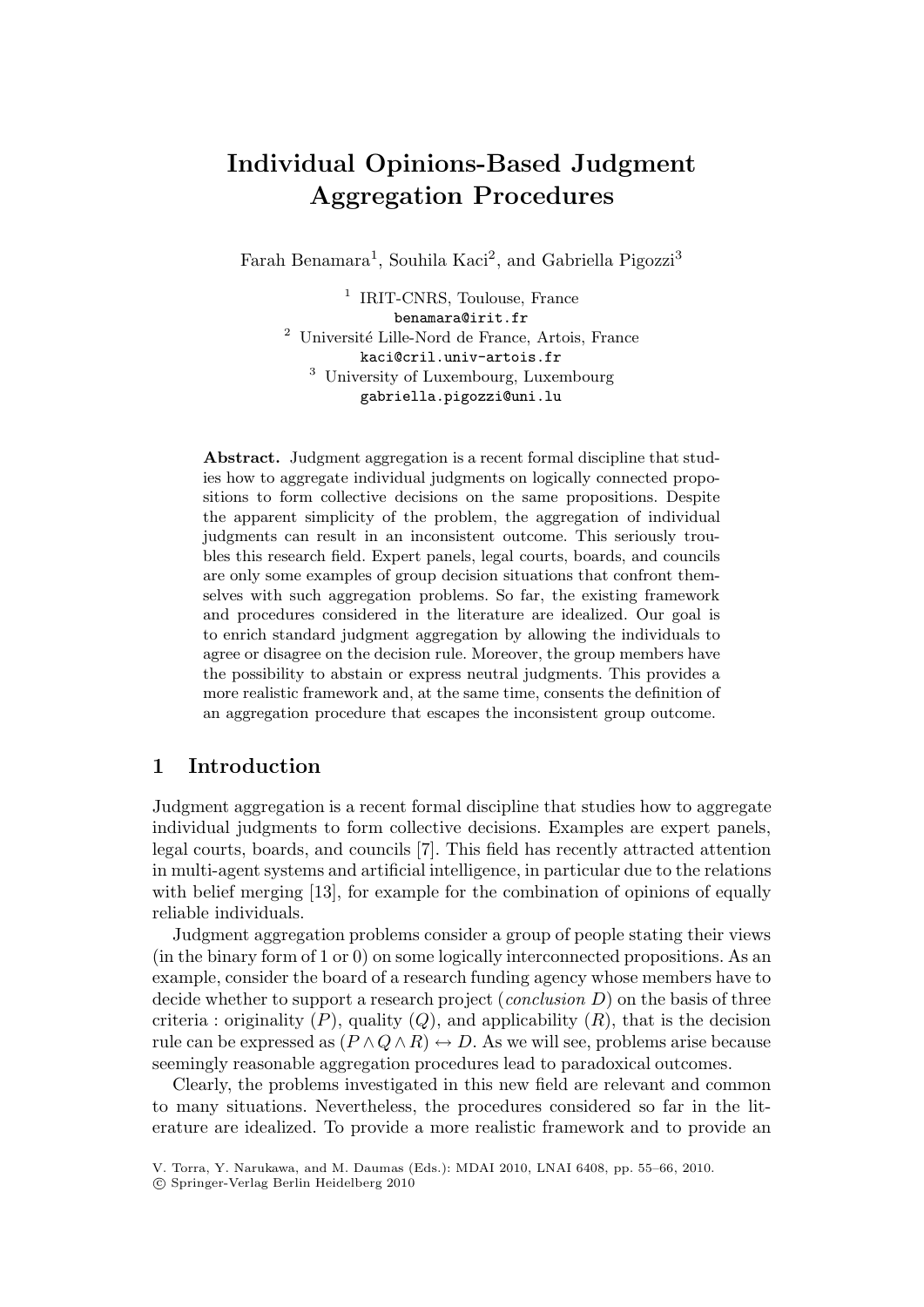# Individual Opinions-Based Judgment Aggregation Procedures

Farah Benamara[1], Souhila Kaci[2], and Gabriella Pigozzi[3]

[1] IRIT-CNRS, Toulouse, France
benamara@irit.fr

[2] Université Lille-Nord de France, Artois, France
kaci@cril.univ-artois.fr

[3] University of Luxembourg, Luxembourg
gabriella.pigozzi@uni.lu

**Abstract.** Judgment aggregation is a recent formal discipline that studies how to aggregate individual judgments on logically connected propositions to form collective decisions on the same propositions. Despite the apparent simplicity of the problem, the aggregation of individual judgments can result in an inconsistent outcome. This seriously troubles this research field. Expert panels, legal courts, boards, and councils are only some examples of group decision situations that confront themselves with such aggregation problems. So far, the existing framework and procedures considered in the literature are idealized. Our goal is to enrich standard judgment aggregation by allowing the individuals to agree or disagree on the decision rule. Moreover, the group members have the possibility to abstain or express neutral judgments. This provides a more realistic framework and, at the same time, consents the definition of an aggregation procedure that escapes the inconsistent group outcome.

## 1 Introduction

Judgment aggregation is a recent formal discipline that studies how to aggregate individual judgments to form collective decisions. Examples are expert panels, legal courts, boards, and councils [7]. This field has recently attracted attention in multi-agent systems and artificial intelligence, in particular due to the relations with belief merging [13], for example for the combination of opinions of equally reliable individuals.

Judgment aggregation problems consider a group of people stating their views (in the binary form of 1 or 0) on some logically interconnected propositions. As an example, consider the board of a research funding agency whose members have to decide whether to support a research project (*conclusion* $D$) on the basis of three criteria : originality ($P$), quality ($Q$), and applicability ($R$), that is the decision rule can be expressed as $(P \wedge Q \wedge R) \leftrightarrow D$. As we will see, problems arise because seemingly reasonable aggregation procedures lead to paradoxical outcomes.

Clearly, the problems investigated in this new field are relevant and common to many situations. Nevertheless, the procedures considered so far in the literature are idealized. To provide a more realistic framework and to provide an

V. Torra, Y. Narukawa, and M. Daumas (Eds.): MDAI 2010, LNAI 6408, pp. 55–66, 2010.
© Springer-Verlag Berlin Heidelberg 2010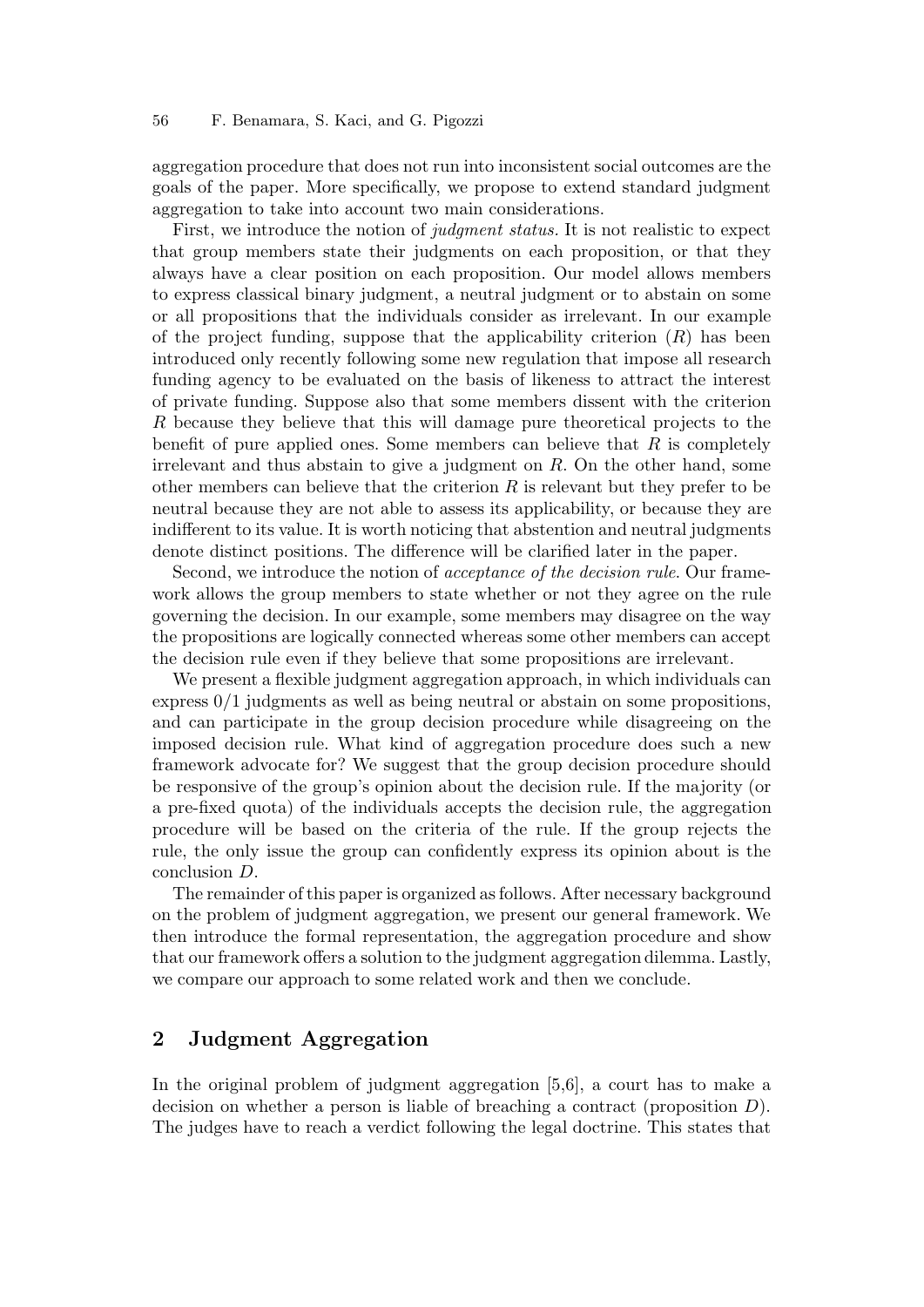aggregation procedure that does not run into inconsistent social outcomes are the goals of the paper. More specifically, we propose to extend standard judgment aggregation to take into account two main considerations.

First, we introduce the notion of *judgment status*. It is not realistic to expect that group members state their judgments on each proposition, or that they always have a clear position on each proposition. Our model allows members to express classical binary judgment, a neutral judgment or to abstain on some or all propositions that the individuals consider as irrelevant. In our example of the project funding, suppose that the applicability criterion ($R$) has been introduced only recently following some new regulation that impose all research funding agency to be evaluated on the basis of likeness to attract the interest of private funding. Suppose also that some members dissent with the criterion $R$ because they believe that this will damage pure theoretical projects to the benefit of pure applied ones. Some members can believe that $R$ is completely irrelevant and thus abstain to give a judgment on $R$. On the other hand, some other members can believe that the criterion $R$ is relevant but they prefer to be neutral because they are not able to assess its applicability, or because they are indifferent to its value. It is worth noticing that abstention and neutral judgments denote distinct positions. The difference will be clarified later in the paper.

Second, we introduce the notion of *acceptance of the decision rule*. Our framework allows the group members to state whether or not they agree on the rule governing the decision. In our example, some members may disagree on the way the propositions are logically connected whereas some other members can accept the decision rule even if they believe that some propositions are irrelevant.

We present a flexible judgment aggregation approach, in which individuals can express 0/1 judgments as well as being neutral or abstain on some propositions, and can participate in the group decision procedure while disagreeing on the imposed decision rule. What kind of aggregation procedure does such a new framework advocate for? We suggest that the group decision procedure should be responsive of the group's opinion about the decision rule. If the majority (or a pre-fixed quota) of the individuals accepts the decision rule, the aggregation procedure will be based on the criteria of the rule. If the group rejects the rule, the only issue the group can confidently express its opinion about is the conclusion $D$.

The remainder of this paper is organized as follows. After necessary background on the problem of judgment aggregation, we present our general framework. We then introduce the formal representation, the aggregation procedure and show that our framework offers a solution to the judgment aggregation dilemma. Lastly, we compare our approach to some related work and then we conclude.

## 2 Judgment Aggregation

In the original problem of judgment aggregation [5,6], a court has to make a decision on whether a person is liable of breaching a contract (proposition $D$). The judges have to reach a verdict following the legal doctrine. This states that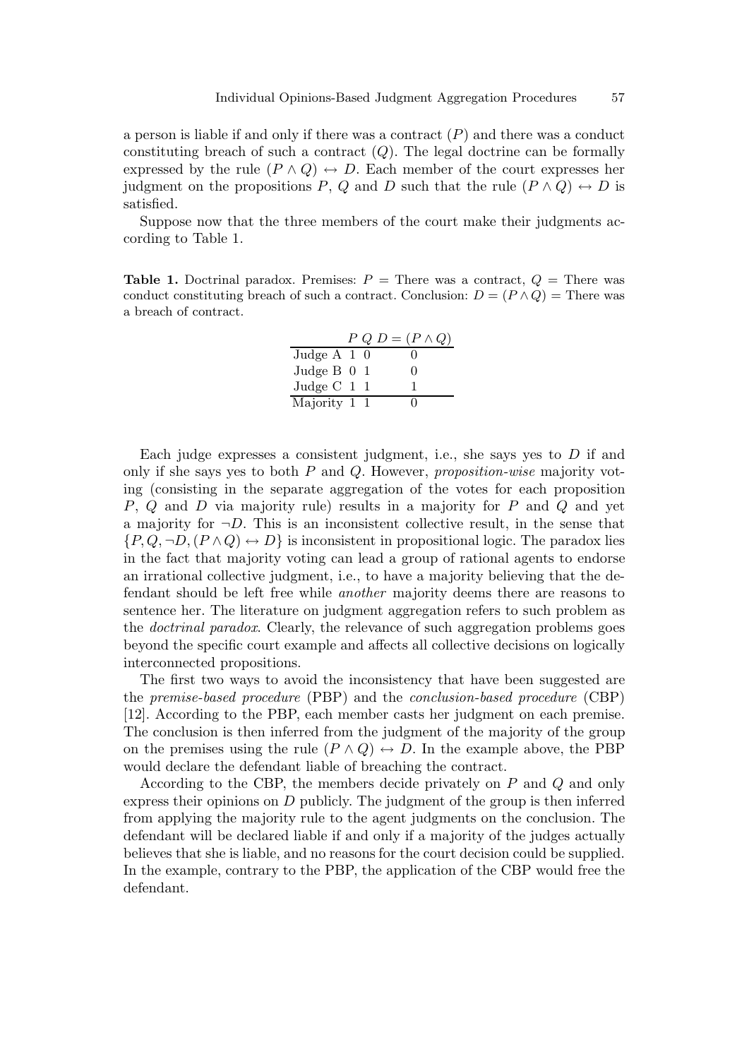a person is liable if and only if there was a contract ($P$) and there was a conduct constituting breach of such a contract ($Q$). The legal doctrine can be formally expressed by the rule $(P \wedge Q) \leftrightarrow D$. Each member of the court expresses her judgment on the propositions $P$, $Q$ and $D$ such that the rule $(P \wedge Q) \leftrightarrow D$ is satisfied.

Suppose now that the three members of the court make their judgments according to Table 1.

**Table 1.** Doctrinal paradox. Premises: $P$ = There was a contract, $Q$ = There was conduct constituting breach of such a contract. Conclusion: $D = (P \wedge Q)$ = There was a breach of contract.

| | $P$ | $Q$ | $D = (P \wedge Q)$ |
|---|---|---|---|
| Judge A | 1 | 0 | 0 |
| Judge B | 0 | 1 | 0 |
| Judge C | 1 | 1 | 1 |
| Majority | 1 | 1 | 0 |

Each judge expresses a consistent judgment, i.e., she says yes to $D$ if and only if she says yes to both $P$ and $Q$. However, *proposition-wise* majority voting (consisting in the separate aggregation of the votes for each proposition $P$, $Q$ and $D$ via majority rule) results in a majority for $P$ and $Q$ and yet a majority for $\neg D$. This is an inconsistent collective result, in the sense that $\{P, Q, \neg D, (P \wedge Q) \leftrightarrow D\}$ is inconsistent in propositional logic. The paradox lies in the fact that majority voting can lead a group of rational agents to endorse an irrational collective judgment, i.e., to have a majority believing that the defendant should be left free while *another* majority deems there are reasons to sentence her. The literature on judgment aggregation refers to such problem as the *doctrinal paradox*. Clearly, the relevance of such aggregation problems goes beyond the specific court example and affects all collective decisions on logically interconnected propositions.

The first two ways to avoid the inconsistency that have been suggested are the *premise-based procedure* (PBP) and the *conclusion-based procedure* (CBP) [12]. According to the PBP, each member casts her judgment on each premise. The conclusion is then inferred from the judgment of the majority of the group on the premises using the rule $(P \wedge Q) \leftrightarrow D$. In the example above, the PBP would declare the defendant liable of breaching the contract.

According to the CBP, the members decide privately on $P$ and $Q$ and only express their opinions on $D$ publicly. The judgment of the group is then inferred from applying the majority rule to the agent judgments on the conclusion. The defendant will be declared liable if and only if a majority of the judges actually believes that she is liable, and no reasons for the court decision could be supplied. In the example, contrary to the PBP, the application of the CBP would free the defendant.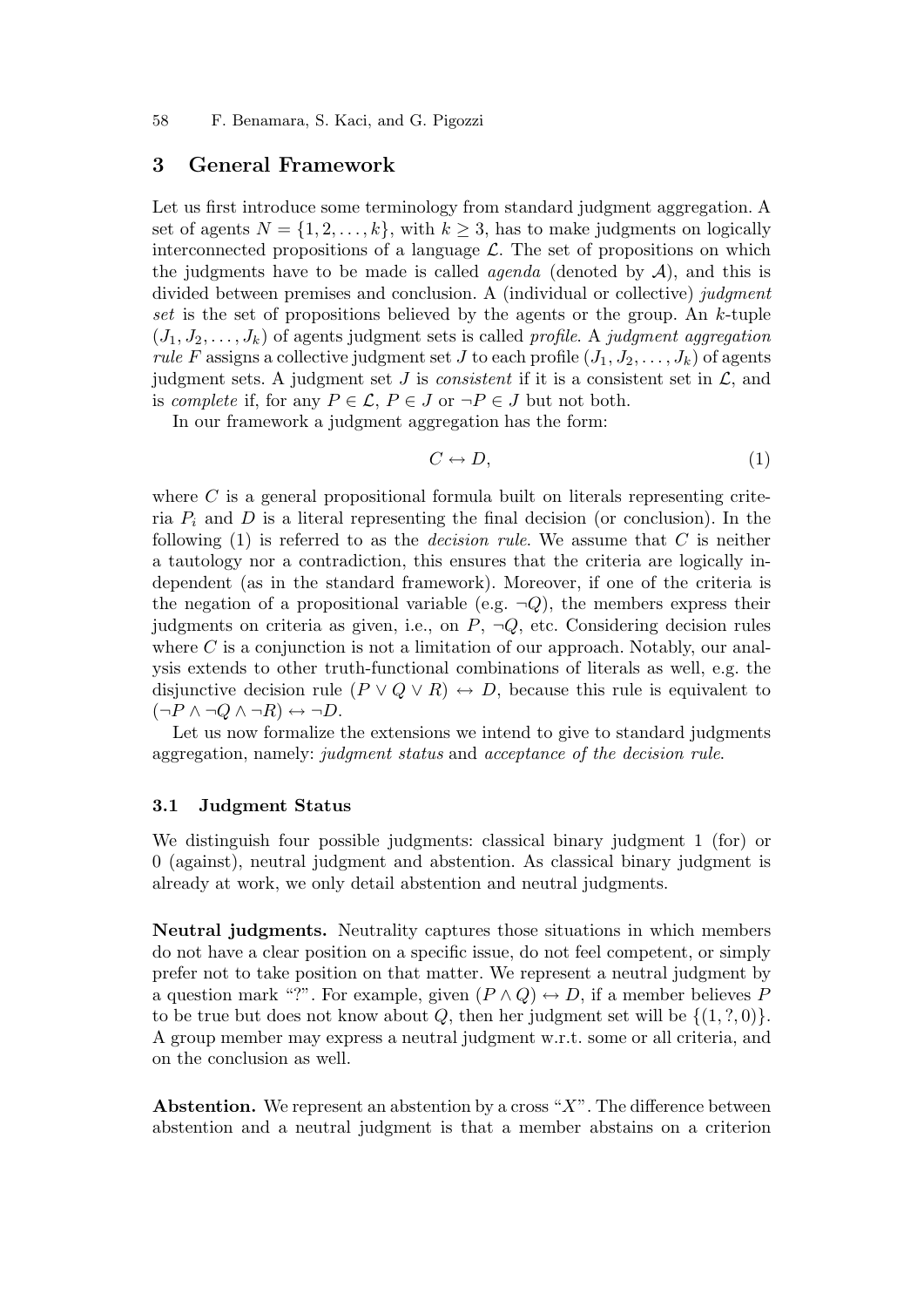## 3 General Framework

Let us first introduce some terminology from standard judgment aggregation. A set of agents $N = \{1, 2, \ldots, k\}$, with $k \geq 3$, has to make judgments on logically interconnected propositions of a language $\mathcal{L}$. The set of propositions on which the judgments have to be made is called *agenda* (denoted by $\mathcal{A}$), and this is divided between premises and conclusion. A (individual or collective) *judgment set* is the set of propositions believed by the agents or the group. An $k$-tuple $(J_1, J_2, \ldots, J_k)$ of agents judgment sets is called *profile*. A *judgment aggregation rule* $F$ assigns a collective judgment set $J$ to each profile $(J_1, J_2, \ldots, J_k)$ of agents judgment sets. A judgment set $J$ is *consistent* if it is a consistent set in $\mathcal{L}$, and is *complete* if, for any $P \in \mathcal{L}$, $P \in J$ or $\neg P \in J$ but not both.

In our framework a judgment aggregation has the form:

$$C \leftrightarrow D, \tag{1}$$

where $C$ is a general propositional formula built on literals representing criteria $P_i$ and $D$ is a literal representing the final decision (or conclusion). In the following (1) is referred to as the *decision rule*. We assume that $C$ is neither a tautology nor a contradiction, this ensures that the criteria are logically independent (as in the standard framework). Moreover, if one of the criteria is the negation of a propositional variable (e.g. $\neg Q$), the members express their judgments on criteria as given, i.e., on $P$, $\neg Q$, etc. Considering decision rules where $C$ is a conjunction is not a limitation of our approach. Notably, our analysis extends to other truth-functional combinations of literals as well, e.g. the disjunctive decision rule $(P \vee Q \vee R) \leftrightarrow D$, because this rule is equivalent to $(\neg P \wedge \neg Q \wedge \neg R) \leftrightarrow \neg D$.

Let us now formalize the extensions we intend to give to standard judgments aggregation, namely: *judgment status* and *acceptance of the decision rule*.

### 3.1 Judgment Status

We distinguish four possible judgments: classical binary judgment 1 (for) or 0 (against), neutral judgment and abstention. As classical binary judgment is already at work, we only detail abstention and neutral judgments.

**Neutral judgments.** Neutrality captures those situations in which members do not have a clear position on a specific issue, do not feel competent, or simply prefer not to take position on that matter. We represent a neutral judgment by a question mark "?". For example, given $(P \wedge Q) \leftrightarrow D$, if a member believes $P$ to be true but does not know about $Q$, then her judgment set will be $\{(1, ?, 0)\}$. A group member may express a neutral judgment w.r.t. some or all criteria, and on the conclusion as well.

**Abstention.** We represent an abstention by a cross "$X$". The difference between abstention and a neutral judgment is that a member abstains on a criterion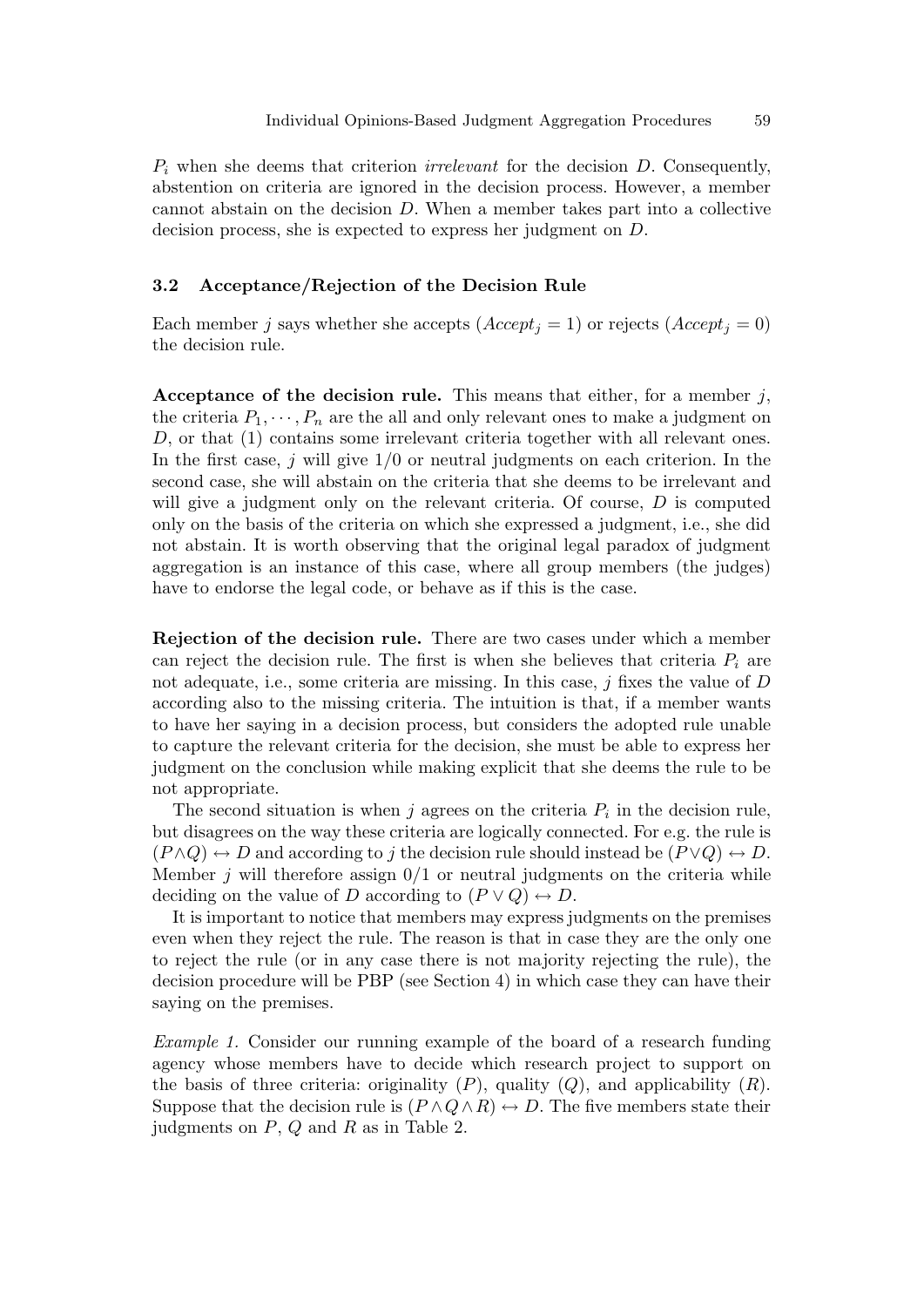$P_i$ when she deems that criterion *irrelevant* for the decision $D$. Consequently, abstention on criteria are ignored in the decision process. However, a member cannot abstain on the decision $D$. When a member takes part into a collective decision process, she is expected to express her judgment on $D$.

### 3.2 Acceptance/Rejection of the Decision Rule

Each member $j$ says whether she accepts ($Accept_j = 1$) or rejects ($Accept_j = 0$) the decision rule.

**Acceptance of the decision rule.** This means that either, for a member $j$, the criteria $P_1, \cdots, P_n$ are the all and only relevant ones to make a judgment on $D$, or that (1) contains some irrelevant criteria together with all relevant ones. In the first case, $j$ will give 1/0 or neutral judgments on each criterion. In the second case, she will abstain on the criteria that she deems to be irrelevant and will give a judgment only on the relevant criteria. Of course, $D$ is computed only on the basis of the criteria on which she expressed a judgment, i.e., she did not abstain. It is worth observing that the original legal paradox of judgment aggregation is an instance of this case, where all group members (the judges) have to endorse the legal code, or behave as if this is the case.

**Rejection of the decision rule.** There are two cases under which a member can reject the decision rule. The first is when she believes that criteria $P_i$ are not adequate, i.e., some criteria are missing. In this case, $j$ fixes the value of $D$ according also to the missing criteria. The intuition is that, if a member wants to have her saying in a decision process, but considers the adopted rule unable to capture the relevant criteria for the decision, she must be able to express her judgment on the conclusion while making explicit that she deems the rule to be not appropriate.

The second situation is when $j$ agrees on the criteria $P_i$ in the decision rule, but disagrees on the way these criteria are logically connected. For e.g. the rule is $(P \wedge Q) \leftrightarrow D$ and according to $j$ the decision rule should instead be $(P \vee Q) \leftrightarrow D$. Member $j$ will therefore assign 0/1 or neutral judgments on the criteria while deciding on the value of $D$ according to $(P \vee Q) \leftrightarrow D$.

It is important to notice that members may express judgments on the premises even when they reject the rule. The reason is that in case they are the only one to reject the rule (or in any case there is not majority rejecting the rule), the decision procedure will be PBP (see Section 4) in which case they can have their saying on the premises.

*Example 1.* Consider our running example of the board of a research funding agency whose members have to decide which research project to support on the basis of three criteria: originality ($P$), quality ($Q$), and applicability ($R$). Suppose that the decision rule is $(P \wedge Q \wedge R) \leftrightarrow D$. The five members state their judgments on $P$, $Q$ and $R$ as in Table 2.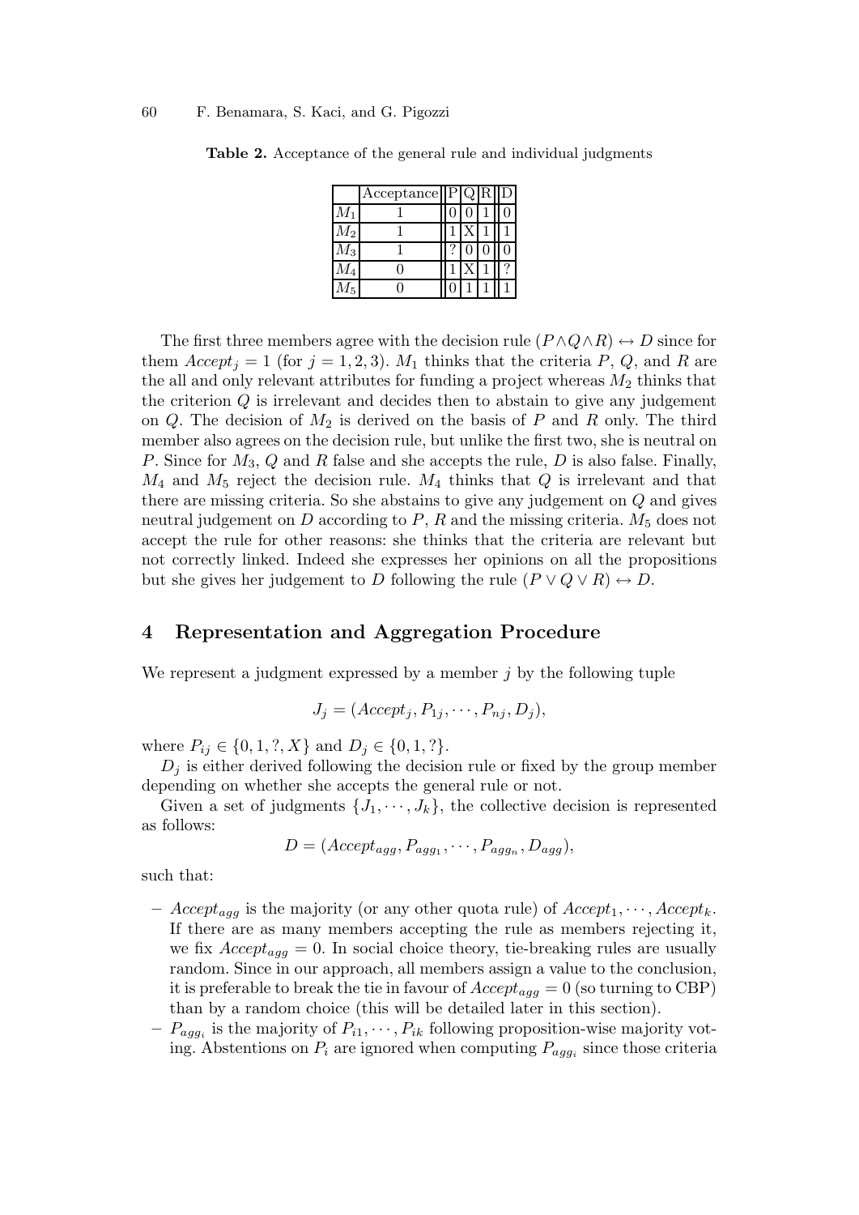**Table 2.** Acceptance of the general rule and individual judgments

| | Acceptance | P | Q | R | D |
|---|---|---|---|---|---|
| $M_1$ | 1 | 0 | 0 | 1 | 0 |
| $M_2$ | 1 | 1 | X | 1 | 1 |
| $M_3$ | 1 | ? | 0 | 0 | 0 |
| $M_4$ | 0 | 1 | X | 1 | ? |
| $M_5$ | 0 | 0 | 1 | 1 | 1 |

The first three members agree with the decision rule $(P \wedge Q \wedge R) \leftrightarrow D$ since for them $Accept_j = 1$ (for $j = 1, 2, 3$). $M_1$ thinks that the criteria $P$, $Q$, and $R$ are the all and only relevant attributes for funding a project whereas $M_2$ thinks that the criterion $Q$ is irrelevant and decides then to abstain to give any judgement on $Q$. The decision of $M_2$ is derived on the basis of $P$ and $R$ only. The third member also agrees on the decision rule, but unlike the first two, she is neutral on $P$. Since for $M_3$, $Q$ and $R$ false and she accepts the rule, $D$ is also false. Finally, $M_4$ and $M_5$ reject the decision rule. $M_4$ thinks that $Q$ is irrelevant and that there are missing criteria. So she abstains to give any judgement on $Q$ and gives neutral judgement on $D$ according to $P$, $R$ and the missing criteria. $M_5$ does not accept the rule for other reasons: she thinks that the criteria are relevant but not correctly linked. Indeed she expresses her opinions on all the propositions but she gives her judgement to $D$ following the rule $(P \vee Q \vee R) \leftrightarrow D$.

## 4 Representation and Aggregation Procedure

We represent a judgment expressed by a member $j$ by the following tuple

$$J_j = (Accept_j, P_{1j}, \cdots, P_{nj}, D_j),$$

where $P_{ij} \in \{0, 1, ?, X\}$ and $D_j \in \{0, 1, ?\}$.

$D_j$ is either derived following the decision rule or fixed by the group member depending on whether she accepts the general rule or not.

Given a set of judgments $\{J_1, \cdots, J_k\}$, the collective decision is represented as follows:

$$D = (Accept_{agg}, P_{agg_1}, \cdots, P_{agg_n}, D_{agg}),$$

such that:

- $Accept_{agg}$ is the majority (or any other quota rule) of $Accept_1, \cdots, Accept_k$. If there are as many members accepting the rule as members rejecting it, we fix $Accept_{agg} = 0$. In social choice theory, tie-breaking rules are usually random. Since in our approach, all members assign a value to the conclusion, it is preferable to break the tie in favour of $Accept_{agg} = 0$ (so turning to CBP) than by a random choice (this will be detailed later in this section).
- $P_{agg_i}$ is the majority of $P_{i1}, \cdots, P_{ik}$ following proposition-wise majority voting. Abstentions on $P_i$ are ignored when computing $P_{agg_i}$ since those criteria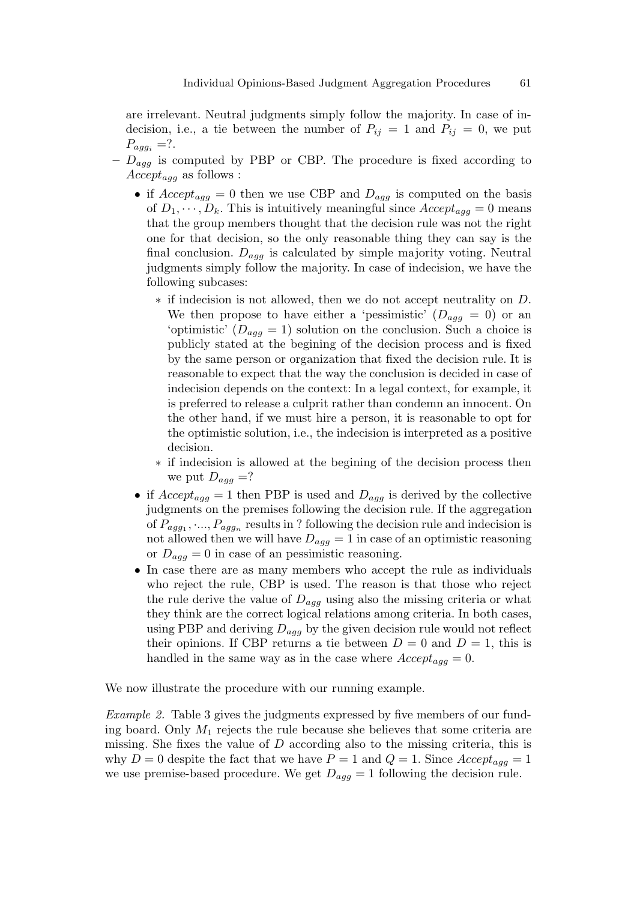are irrelevant. Neutral judgments simply follow the majority. In case of indecision, i.e., a tie between the number of $P_{ij} = 1$ and $P_{ij} = 0$, we put $P_{agg_i} =?$.

- $D_{agg}$ is computed by PBP or CBP. The procedure is fixed according to $Accept_{agg}$ as follows :
  - if $Accept_{agg} = 0$ then we use CBP and $D_{agg}$ is computed on the basis of $D_1, \cdots, D_k$. This is intuitively meaningful since $Accept_{agg} = 0$ means that the group members thought that the decision rule was not the right one for that decision, so the only reasonable thing they can say is the final conclusion. $D_{agg}$ is calculated by simple majority voting. Neutral judgments simply follow the majority. In case of indecision, we have the following subcases:
    - if indecision is not allowed, then we do not accept neutrality on $D$. We then propose to have either a 'pessimistic' ($D_{agg} = 0$) or an 'optimistic' ($D_{agg} = 1$) solution on the conclusion. Such a choice is publicly stated at the begining of the decision process and is fixed by the same person or organization that fixed the decision rule. It is reasonable to expect that the way the conclusion is decided in case of indecision depends on the context: In a legal context, for example, it is preferred to release a culprit rather than condemn an innocent. On the other hand, if we must hire a person, it is reasonable to opt for the optimistic solution, i.e., the indecision is interpreted as a positive decision.
    - if indecision is allowed at the begining of the decision process then we put $D_{agg} =?$
  - if $Accept_{agg} = 1$ then PBP is used and $D_{agg}$ is derived by the collective judgments on the premises following the decision rule. If the aggregation of $P_{agg_1}, \cdots, P_{agg_n}$ results in ? following the decision rule and indecision is not allowed then we will have $D_{agg} = 1$ in case of an optimistic reasoning or $D_{agg} = 0$ in case of an pessimistic reasoning.
  - In case there are as many members who accept the rule as individuals who reject the rule, CBP is used. The reason is that those who reject the rule derive the value of $D_{agg}$ using also the missing criteria or what they think are the correct logical relations among criteria. In both cases, using PBP and deriving $D_{agg}$ by the given decision rule would not reflect their opinions. If CBP returns a tie between $D = 0$ and $D = 1$, this is handled in the same way as in the case where $Accept_{agg} = 0$.

We now illustrate the procedure with our running example.

*Example 2.* Table 3 gives the judgments expressed by five members of our funding board. Only $M_1$ rejects the rule because she believes that some criteria are missing. She fixes the value of $D$ according also to the missing criteria, this is why $D = 0$ despite the fact that we have $P = 1$ and $Q = 1$. Since $Accept_{agg} = 1$ we use premise-based procedure. We get $D_{agg} = 1$ following the decision rule.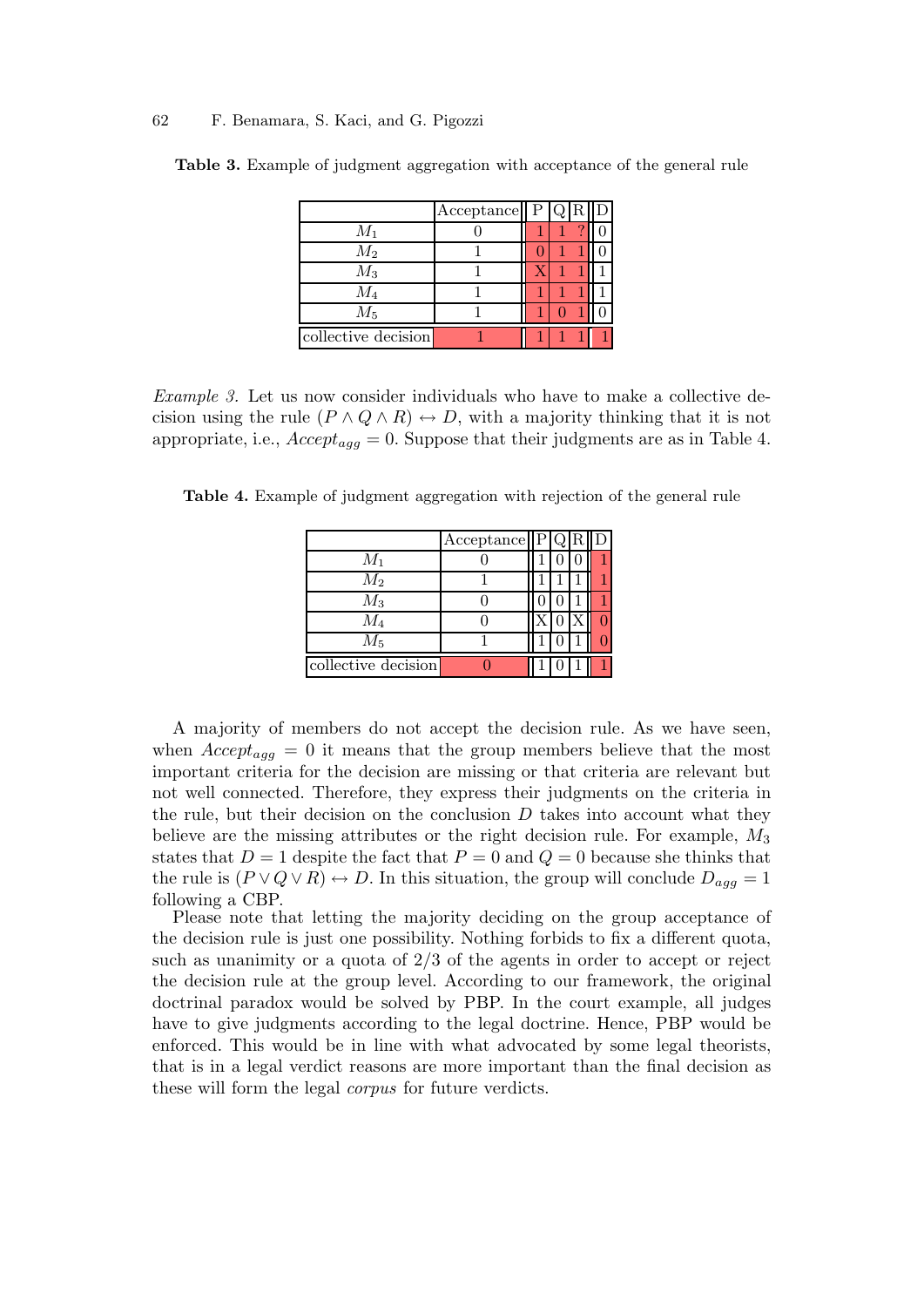**Table 3.** Example of judgment aggregation with acceptance of the general rule

| | Acceptance | P | Q | R | D |
|---|---|---|---|---|---|
| $M_1$ | 0 | 1 | 1 | ? | 0 |
| $M_2$ | 1 | 0 | 1 | 1 | 0 |
| $M_3$ | 1 | X | 1 | 1 | 1 |
| $M_4$ | 1 | 1 | 1 | 1 | 1 |
| $M_5$ | 1 | 1 | 0 | 1 | 0 |
| collective decision | 1 | 1 | 1 | 1 | 1 |

*Example 3.* Let us now consider individuals who have to make a collective decision using the rule $(P \wedge Q \wedge R) \leftrightarrow D$, with a majority thinking that it is not appropriate, i.e., $Accept_{agg} = 0$. Suppose that their judgments are as in Table 4.

**Table 4.** Example of judgment aggregation with rejection of the general rule

| | Acceptance | P | Q | R | D |
|---|---|---|---|---|---|
| $M_1$ | 0 | 1 | 0 | 0 | 1 |
| $M_2$ | 1 | 1 | 1 | 1 | 1 |
| $M_3$ | 0 | 0 | 0 | 1 | 1 |
| $M_4$ | 0 | X | 0 | X | 0 |
| $M_5$ | 1 | 1 | 0 | 1 | 0 |
| collective decision | 0 | 1 | 0 | 1 | 1 |

A majority of members do not accept the decision rule. As we have seen, when $Accept_{agg} = 0$ it means that the group members believe that the most important criteria for the decision are missing or that criteria are relevant but not well connected. Therefore, they express their judgments on the criteria in the rule, but their decision on the conclusion $D$ takes into account what they believe are the missing attributes or the right decision rule. For example, $M_3$ states that $D = 1$ despite the fact that $P = 0$ and $Q = 0$ because she thinks that the rule is $(P \vee Q \vee R) \leftrightarrow D$. In this situation, the group will conclude $D_{agg} = 1$ following a CBP.

Please note that letting the majority deciding on the group acceptance of the decision rule is just one possibility. Nothing forbids to fix a different quota, such as unanimity or a quota of 2/3 of the agents in order to accept or reject the decision rule at the group level. According to our framework, the original doctrinal paradox would be solved by PBP. In the court example, all judges have to give judgments according to the legal doctrine. Hence, PBP would be enforced. This would be in line with what advocated by some legal theorists, that is in a legal verdict reasons are more important than the final decision as these will form the legal *corpus* for future verdicts.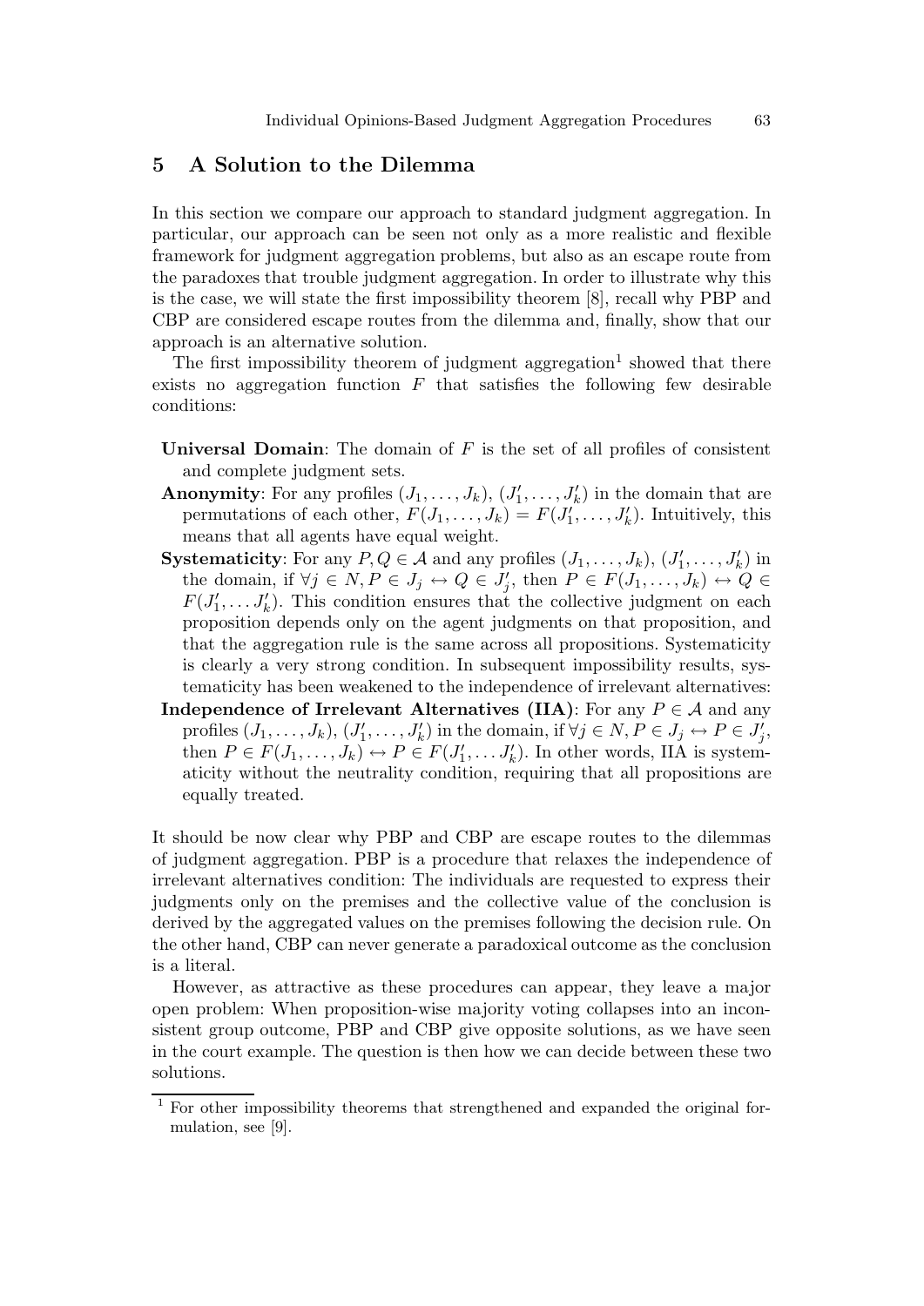## 5 A Solution to the Dilemma

In this section we compare our approach to standard judgment aggregation. In particular, our approach can be seen not only as a more realistic and flexible framework for judgment aggregation problems, but also as an escape route from the paradoxes that trouble judgment aggregation. In order to illustrate why this is the case, we will state the first impossibility theorem [8], recall why PBP and CBP are considered escape routes from the dilemma and, finally, show that our approach is an alternative solution.

The first impossibility theorem of judgment aggregation[1] showed that there exists no aggregation function $F$ that satisfies the following few desirable conditions:

- **Universal Domain**: The domain of $F$ is the set of all profiles of consistent and complete judgment sets.
- **Anonymity**: For any profiles $(J_1, \ldots, J_k)$, $(J'_1, \ldots, J'_k)$ in the domain that are permutations of each other, $F(J_1, \ldots, J_k) = F(J'_1, \ldots, J'_k)$. Intuitively, this means that all agents have equal weight.
- **Systematicity**: For any $P, Q \in \mathcal{A}$ and any profiles $(J_1, \ldots, J_k)$, $(J'_1, \ldots, J'_k)$ in the domain, if $\forall j \in N, P \in J_j \leftrightarrow Q \in J'_j$, then $P \in F(J_1, \ldots, J_k) \leftrightarrow Q \in F(J'_1, \ldots J'_k)$. This condition ensures that the collective judgment on each proposition depends only on the agent judgments on that proposition, and that the aggregation rule is the same across all propositions. Systematicity is clearly a very strong condition. In subsequent impossibility results, systematicity has been weakened to the independence of irrelevant alternatives:
- **Independence of Irrelevant Alternatives (IIA)**: For any $P \in \mathcal{A}$ and any profiles $(J_1, \ldots, J_k)$, $(J'_1, \ldots, J'_k)$ in the domain, if $\forall j \in N, P \in J_j \leftrightarrow P \in J'_j$, then $P \in F(J_1, \ldots, J_k) \leftrightarrow P \in F(J'_1, \ldots J'_k)$. In other words, IIA is systematicity without the neutrality condition, requiring that all propositions are equally treated.

It should be now clear why PBP and CBP are escape routes to the dilemmas of judgment aggregation. PBP is a procedure that relaxes the independence of irrelevant alternatives condition: The individuals are requested to express their judgments only on the premises and the collective value of the conclusion is derived by the aggregated values on the premises following the decision rule. On the other hand, CBP can never generate a paradoxical outcome as the conclusion is a literal.

However, as attractive as these procedures can appear, they leave a major open problem: When proposition-wise majority voting collapses into an inconsistent group outcome, PBP and CBP give opposite solutions, as we have seen in the court example. The question is then how we can decide between these two solutions.

[1] For other impossibility theorems that strengthened and expanded the original formulation, see [9].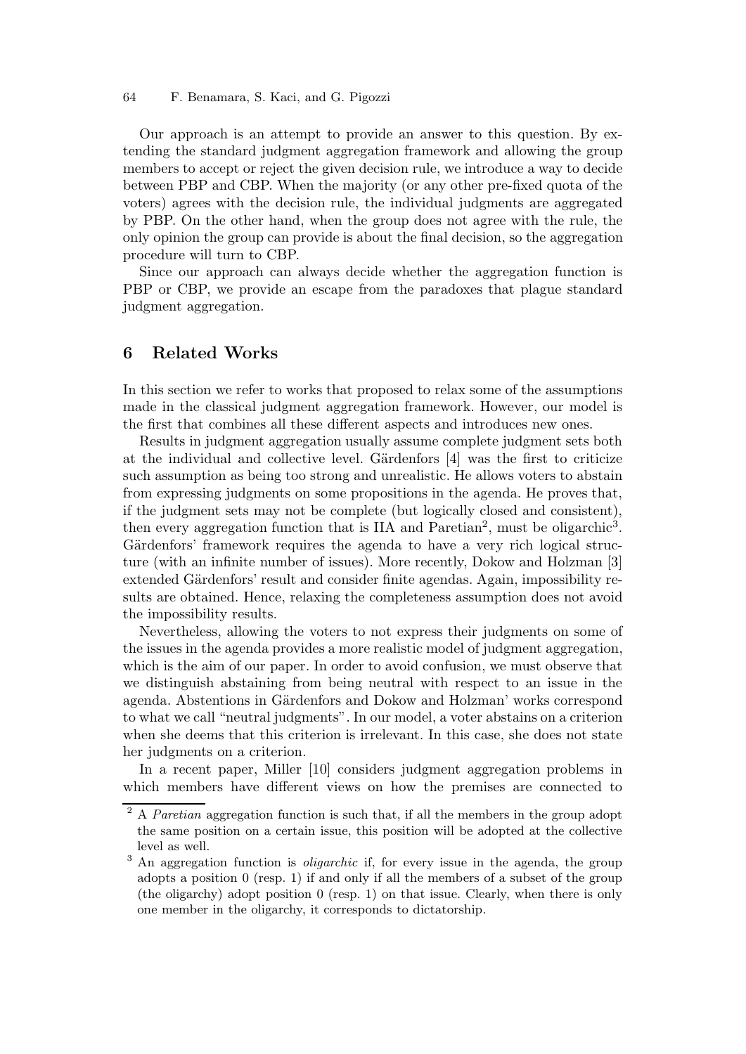Our approach is an attempt to provide an answer to this question. By extending the standard judgment aggregation framework and allowing the group members to accept or reject the given decision rule, we introduce a way to decide between PBP and CBP. When the majority (or any other pre-fixed quota of the voters) agrees with the decision rule, the individual judgments are aggregated by PBP. On the other hand, when the group does not agree with the rule, the only opinion the group can provide is about the final decision, so the aggregation procedure will turn to CBP.

Since our approach can always decide whether the aggregation function is PBP or CBP, we provide an escape from the paradoxes that plague standard judgment aggregation.

## 6 Related Works

In this section we refer to works that proposed to relax some of the assumptions made in the classical judgment aggregation framework. However, our model is the first that combines all these different aspects and introduces new ones.

Results in judgment aggregation usually assume complete judgment sets both at the individual and collective level. Gärdenfors [4] was the first to criticize such assumption as being too strong and unrealistic. He allows voters to abstain from expressing judgments on some propositions in the agenda. He proves that, if the judgment sets may not be complete (but logically closed and consistent), then every aggregation function that is IIA and Paretian[2], must be oligarchic[3]. Gärdenfors' framework requires the agenda to have a very rich logical structure (with an infinite number of issues). More recently, Dokow and Holzman [3] extended Gärdenfors' result and consider finite agendas. Again, impossibility results are obtained. Hence, relaxing the completeness assumption does not avoid the impossibility results.

Nevertheless, allowing the voters to not express their judgments on some of the issues in the agenda provides a more realistic model of judgment aggregation, which is the aim of our paper. In order to avoid confusion, we must observe that we distinguish abstaining from being neutral with respect to an issue in the agenda. Abstentions in Gärdenfors and Dokow and Holzman' works correspond to what we call "neutral judgments". In our model, a voter abstains on a criterion when she deems that this criterion is irrelevant. In this case, she does not state her judgments on a criterion.

In a recent paper, Miller [10] considers judgment aggregation problems in which members have different views on how the premises are connected to

[2] A *Paretian* aggregation function is such that, if all the members in the group adopt the same position on a certain issue, this position will be adopted at the collective level as well.

[3] An aggregation function is *oligarchic* if, for every issue in the agenda, the group adopts a position 0 (resp. 1) if and only if all the members of a subset of the group (the oligarchy) adopt position 0 (resp. 1) on that issue. Clearly, when there is only one member in the oligarchy, it corresponds to dictatorship.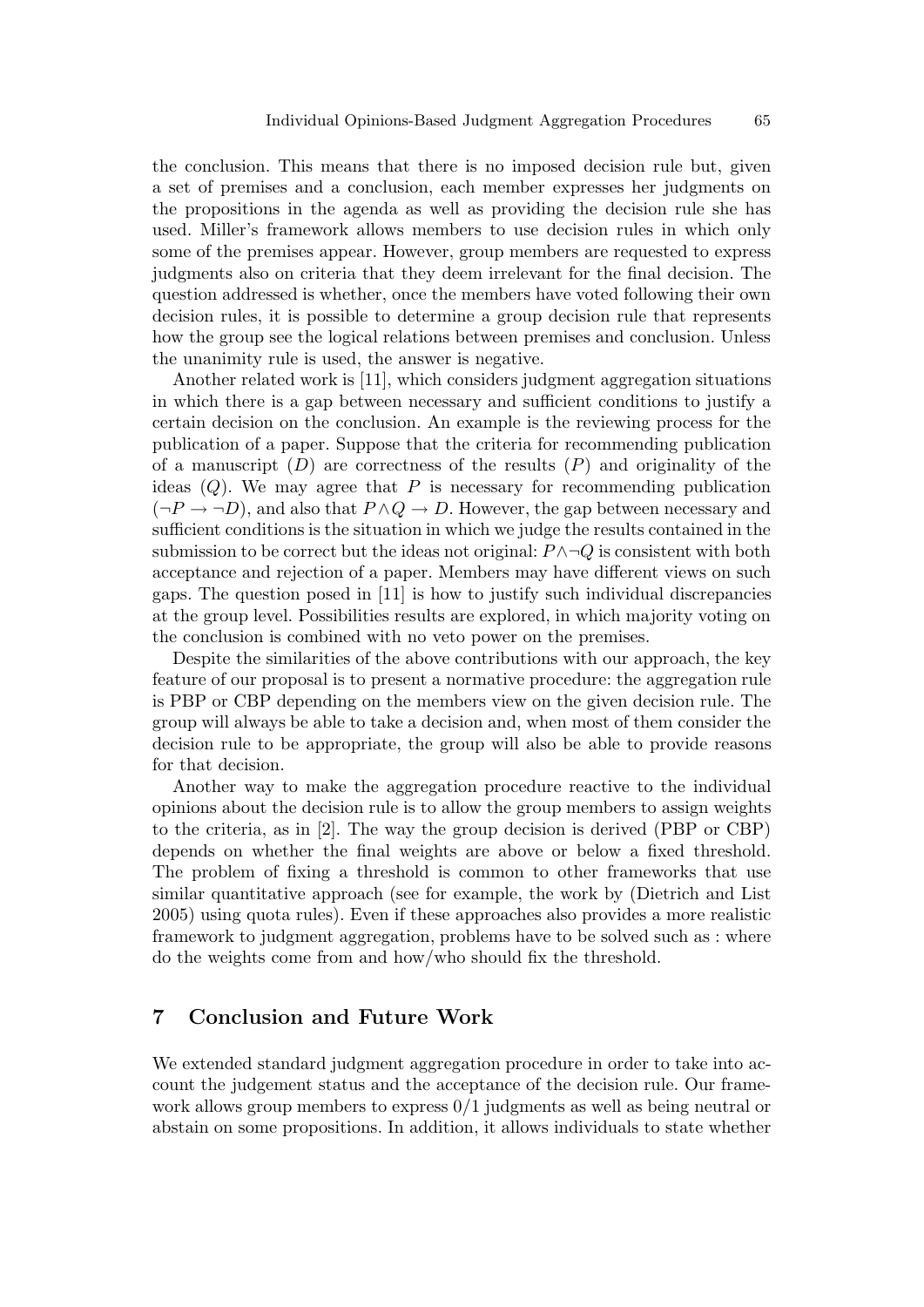the conclusion. This means that there is no imposed decision rule but, given a set of premises and a conclusion, each member expresses her judgments on the propositions in the agenda as well as providing the decision rule she has used. Miller's framework allows members to use decision rules in which only some of the premises appear. However, group members are requested to express judgments also on criteria that they deem irrelevant for the final decision. The question addressed is whether, once the members have voted following their own decision rules, it is possible to determine a group decision rule that represents how the group see the logical relations between premises and conclusion. Unless the unanimity rule is used, the answer is negative.

Another related work is [11], which considers judgment aggregation situations in which there is a gap between necessary and sufficient conditions to justify a certain decision on the conclusion. An example is the reviewing process for the publication of a paper. Suppose that the criteria for recommending publication of a manuscript ($D$) are correctness of the results ($P$) and originality of the ideas ($Q$). We may agree that $P$ is necessary for recommending publication ($\neg P \rightarrow \neg D$), and also that $P \wedge Q \rightarrow D$. However, the gap between necessary and sufficient conditions is the situation in which we judge the results contained in the submission to be correct but the ideas not original: $P \wedge \neg Q$ is consistent with both acceptance and rejection of a paper. Members may have different views on such gaps. The question posed in [11] is how to justify such individual discrepancies at the group level. Possibilities results are explored, in which majority voting on the conclusion is combined with no veto power on the premises.

Despite the similarities of the above contributions with our approach, the key feature of our proposal is to present a normative procedure: the aggregation rule is PBP or CBP depending on the members view on the given decision rule. The group will always be able to take a decision and, when most of them consider the decision rule to be appropriate, the group will also be able to provide reasons for that decision.

Another way to make the aggregation procedure reactive to the individual opinions about the decision rule is to allow the group members to assign weights to the criteria, as in [2]. The way the group decision is derived (PBP or CBP) depends on whether the final weights are above or below a fixed threshold. The problem of fixing a threshold is common to other frameworks that use similar quantitative approach (see for example, the work by (Dietrich and List 2005) using quota rules). Even if these approaches also provides a more realistic framework to judgment aggregation, problems have to be solved such as : where do the weights come from and how/who should fix the threshold.

## 7 Conclusion and Future Work

We extended standard judgment aggregation procedure in order to take into account the judgement status and the acceptance of the decision rule. Our framework allows group members to express 0/1 judgments as well as being neutral or abstain on some propositions. In addition, it allows individuals to state whether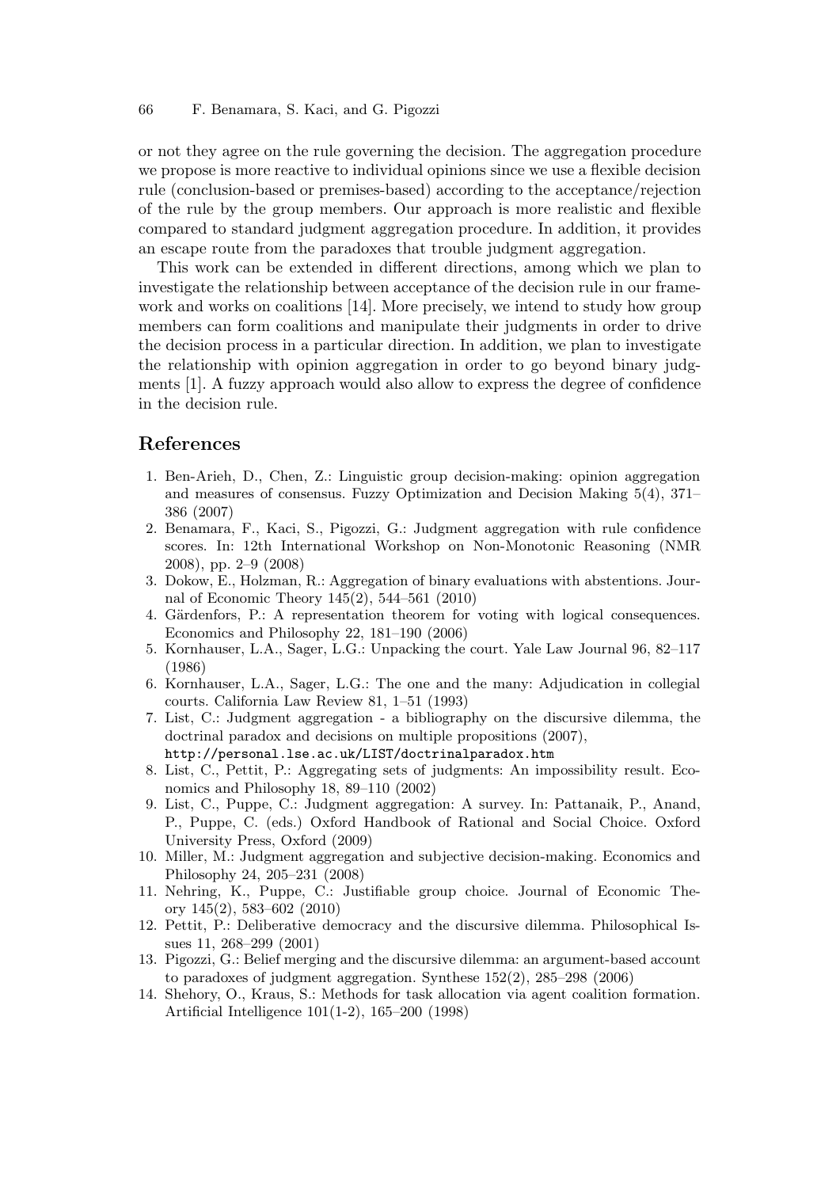or not they agree on the rule governing the decision. The aggregation procedure we propose is more reactive to individual opinions since we use a flexible decision rule (conclusion-based or premises-based) according to the acceptance/rejection of the rule by the group members. Our approach is more realistic and flexible compared to standard judgment aggregation procedure. In addition, it provides an escape route from the paradoxes that trouble judgment aggregation.

This work can be extended in different directions, among which we plan to investigate the relationship between acceptance of the decision rule in our framework and works on coalitions [14]. More precisely, we intend to study how group members can form coalitions and manipulate their judgments in order to drive the decision process in a particular direction. In addition, we plan to investigate the relationship with opinion aggregation in order to go beyond binary judgments [1]. A fuzzy approach would also allow to express the degree of confidence in the decision rule.

## References

1. Ben-Arieh, D., Chen, Z.: Linguistic group decision-making: opinion aggregation and measures of consensus. Fuzzy Optimization and Decision Making 5(4), 371–386 (2007)
2. Benamara, F., Kaci, S., Pigozzi, G.: Judgment aggregation with rule confidence scores. In: 12th International Workshop on Non-Monotonic Reasoning (NMR 2008), pp. 2–9 (2008)
3. Dokow, E., Holzman, R.: Aggregation of binary evaluations with abstentions. Journal of Economic Theory 145(2), 544–561 (2010)
4. Gärdenfors, P.: A representation theorem for voting with logical consequences. Economics and Philosophy 22, 181–190 (2006)
5. Kornhauser, L.A., Sager, L.G.: Unpacking the court. Yale Law Journal 96, 82–117 (1986)
6. Kornhauser, L.A., Sager, L.G.: The one and the many: Adjudication in collegial courts. California Law Review 81, 1–51 (1993)
7. List, C.: Judgment aggregation - a bibliography on the discursive dilemma, the doctrinal paradox and decisions on multiple propositions (2007), `http://personal.lse.ac.uk/LIST/doctrinalparadox.htm`
8. List, C., Pettit, P.: Aggregating sets of judgments: An impossibility result. Economics and Philosophy 18, 89–110 (2002)
9. List, C., Puppe, C.: Judgment aggregation: A survey. In: Pattanaik, P., Anand, P., Puppe, C. (eds.) Oxford Handbook of Rational and Social Choice. Oxford University Press, Oxford (2009)
10. Miller, M.: Judgment aggregation and subjective decision-making. Economics and Philosophy 24, 205–231 (2008)
11. Nehring, K., Puppe, C.: Justifiable group choice. Journal of Economic Theory 145(2), 583–602 (2010)
12. Pettit, P.: Deliberative democracy and the discursive dilemma. Philosophical Issues 11, 268–299 (2001)
13. Pigozzi, G.: Belief merging and the discursive dilemma: an argument-based account to paradoxes of judgment aggregation. Synthese 152(2), 285–298 (2006)
14. Shehory, O., Kraus, S.: Methods for task allocation via agent coalition formation. Artificial Intelligence 101(1-2), 165–200 (1998)